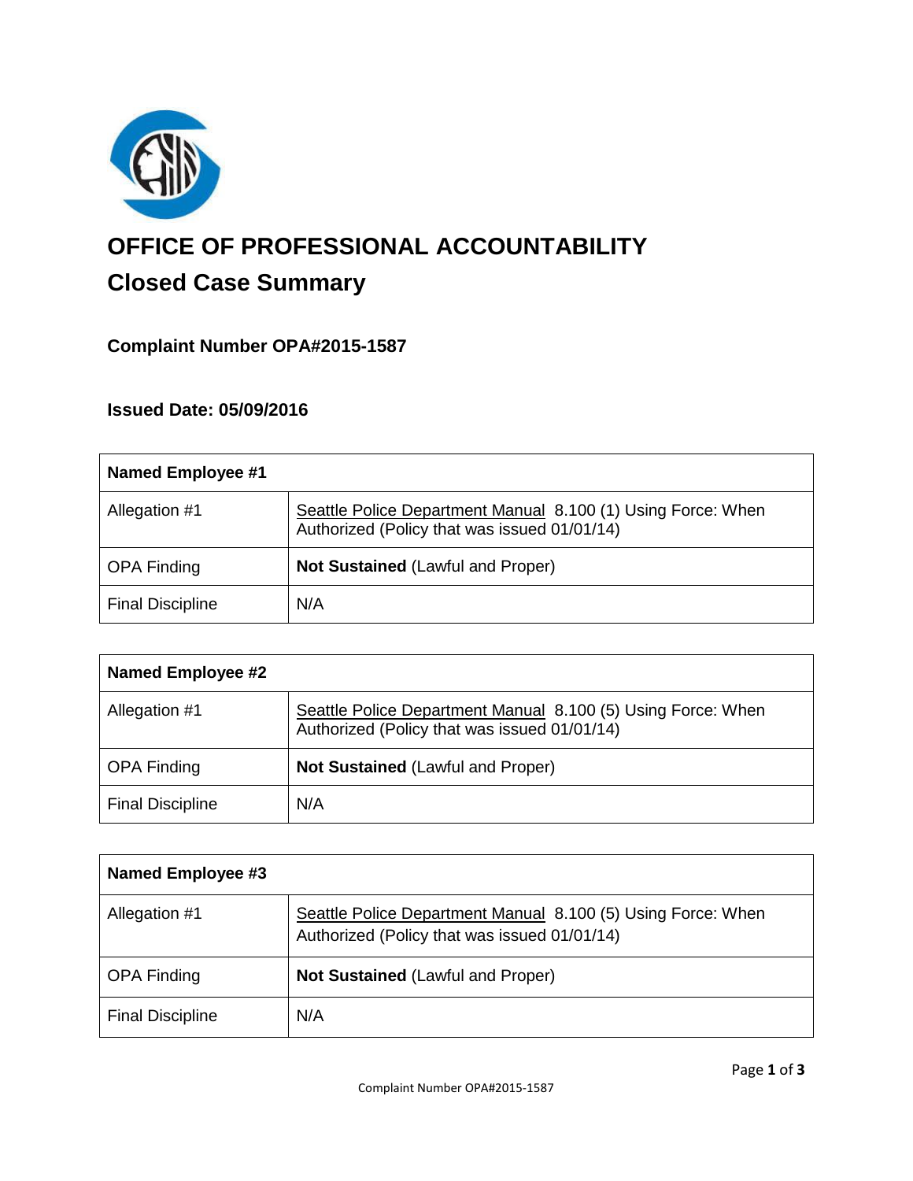# OFFICE OF PROFESSIONAL ACCOUNTABILITY

## Closed Case Summary

### Complaint Number OPA#2015-1587

### Issued Date: 05/09/2016

| **Named Employee #1** | |
|---|---|
| Allegation #1 | Seattle Police Department Manual 8.100 (1) Using Force: When Authorized (Policy that was issued 01/01/14) |
| OPA Finding | **Not Sustained** (Lawful and Proper) |
| Final Discipline | N/A |

| **Named Employee #2** | |
|---|---|
| Allegation #1 | Seattle Police Department Manual 8.100 (5) Using Force: When Authorized (Policy that was issued 01/01/14) |
| OPA Finding | **Not Sustained** (Lawful and Proper) |
| Final Discipline | N/A |

| **Named Employee #3** | |
|---|---|
| Allegation #1 | Seattle Police Department Manual 8.100 (5) Using Force: When Authorized (Policy that was issued 01/01/14) |
| OPA Finding | **Not Sustained** (Lawful and Proper) |
| Final Discipline | N/A |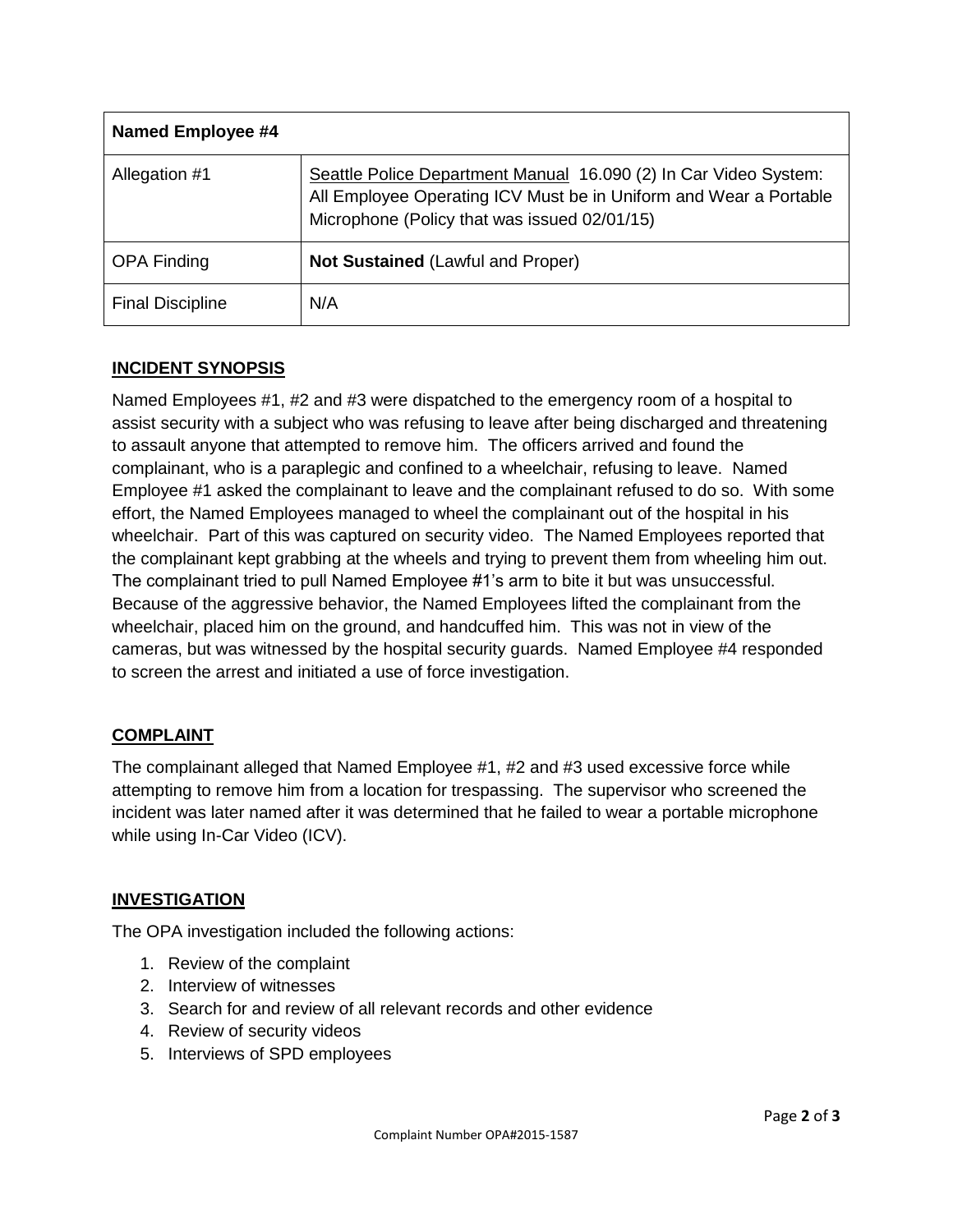| Named Employee #4 | |
|---|---|
| Allegation #1 | Seattle Police Department Manual 16.090 (2) In Car Video System: All Employee Operating ICV Must be in Uniform and Wear a Portable Microphone (Policy that was issued 02/01/15) |
| OPA Finding | **Not Sustained** (Lawful and Proper) |
| Final Discipline | N/A |

## INCIDENT SYNOPSIS

Named Employees #1, #2 and #3 were dispatched to the emergency room of a hospital to assist security with a subject who was refusing to leave after being discharged and threatening to assault anyone that attempted to remove him. The officers arrived and found the complainant, who is a paraplegic and confined to a wheelchair, refusing to leave. Named Employee #1 asked the complainant to leave and the complainant refused to do so. With some effort, the Named Employees managed to wheel the complainant out of the hospital in his wheelchair. Part of this was captured on security video. The Named Employees reported that the complainant kept grabbing at the wheels and trying to prevent them from wheeling him out. The complainant tried to pull Named Employee #1's arm to bite it but was unsuccessful. Because of the aggressive behavior, the Named Employees lifted the complainant from the wheelchair, placed him on the ground, and handcuffed him. This was not in view of the cameras, but was witnessed by the hospital security guards. Named Employee #4 responded to screen the arrest and initiated a use of force investigation.

## COMPLAINT

The complainant alleged that Named Employee #1, #2 and #3 used excessive force while attempting to remove him from a location for trespassing. The supervisor who screened the incident was later named after it was determined that he failed to wear a portable microphone while using In-Car Video (ICV).

## INVESTIGATION

The OPA investigation included the following actions:

1. Review of the complaint
2. Interview of witnesses
3. Search for and review of all relevant records and other evidence
4. Review of security videos
5. Interviews of SPD employees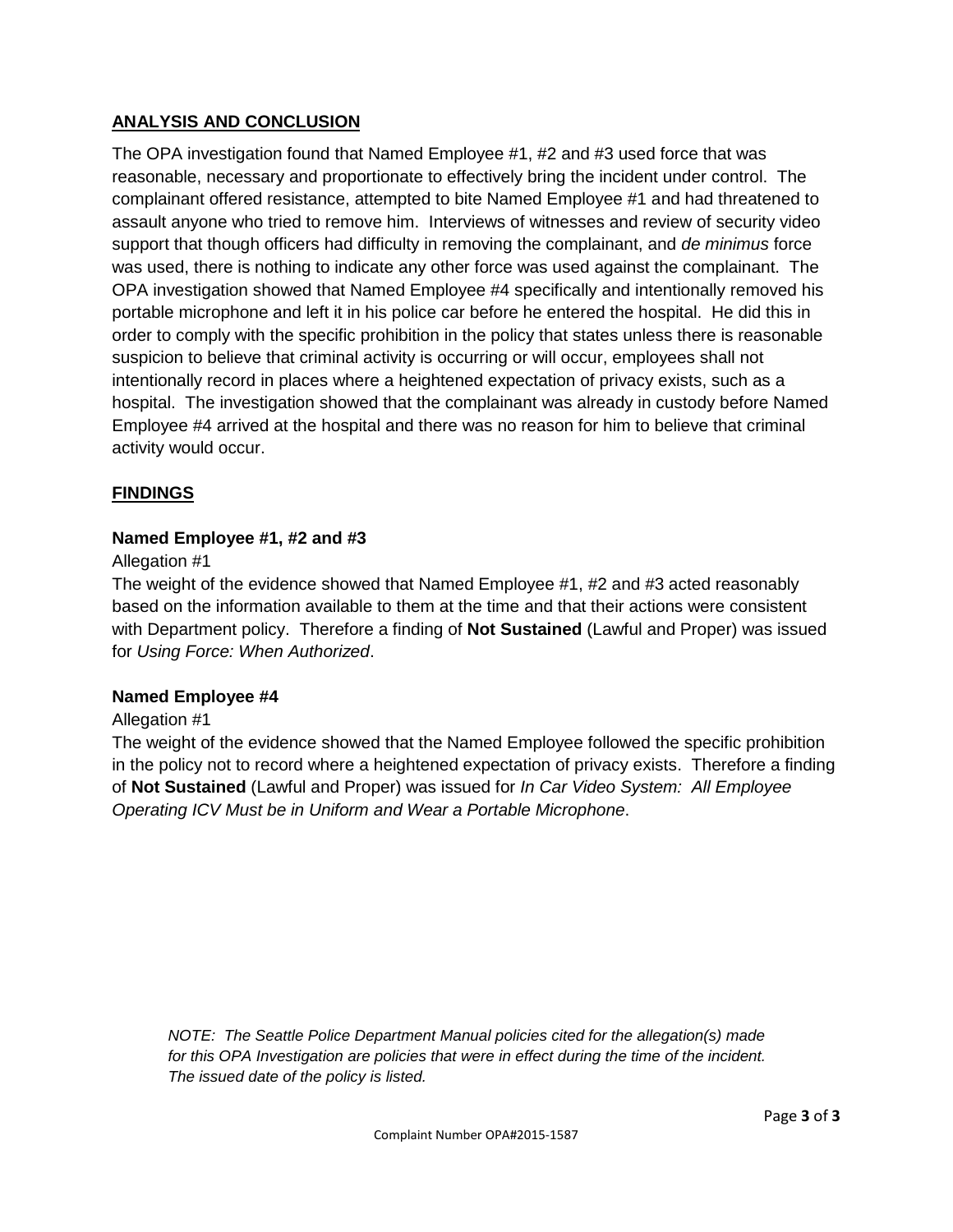## ANALYSIS AND CONCLUSION

The OPA investigation found that Named Employee #1, #2 and #3 used force that was reasonable, necessary and proportionate to effectively bring the incident under control. The complainant offered resistance, attempted to bite Named Employee #1 and had threatened to assault anyone who tried to remove him. Interviews of witnesses and review of security video support that though officers had difficulty in removing the complainant, and *de minimus* force was used, there is nothing to indicate any other force was used against the complainant. The OPA investigation showed that Named Employee #4 specifically and intentionally removed his portable microphone and left it in his police car before he entered the hospital. He did this in order to comply with the specific prohibition in the policy that states unless there is reasonable suspicion to believe that criminal activity is occurring or will occur, employees shall not intentionally record in places where a heightened expectation of privacy exists, such as a hospital. The investigation showed that the complainant was already in custody before Named Employee #4 arrived at the hospital and there was no reason for him to believe that criminal activity would occur.

## FINDINGS

### Named Employee #1, #2 and #3

Allegation #1

The weight of the evidence showed that Named Employee #1, #2 and #3 acted reasonably based on the information available to them at the time and that their actions were consistent with Department policy. Therefore a finding of **Not Sustained** (Lawful and Proper) was issued for *Using Force: When Authorized*.

### Named Employee #4

Allegation #1

The weight of the evidence showed that the Named Employee followed the specific prohibition in the policy not to record where a heightened expectation of privacy exists. Therefore a finding of **Not Sustained** (Lawful and Proper) was issued for *In Car Video System: All Employee Operating ICV Must be in Uniform and Wear a Portable Microphone*.

*NOTE: The Seattle Police Department Manual policies cited for the allegation(s) made for this OPA Investigation are policies that were in effect during the time of the incident. The issued date of the policy is listed.*

Complaint Number OPA#2015-1587